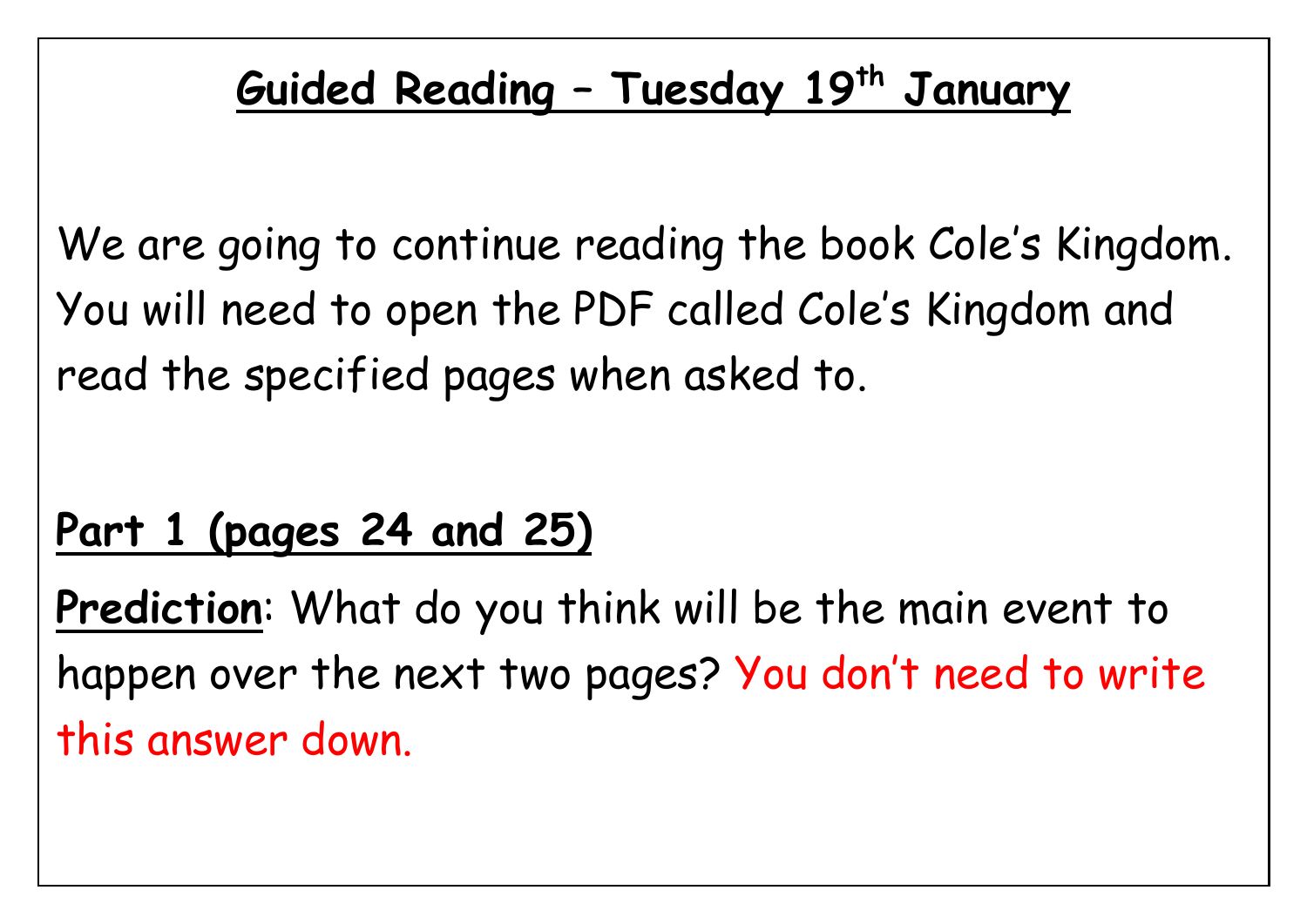# Guided Reading – Tuesday 19th January

We are going to continue reading the book Cole's Kingdom. You will need to open the PDF called Cole's Kingdom and read the specified pages when asked to.

## Part 1 (pages 24 and 25)

**Prediction**: What do you think will be the main event to happen over the next two pages? You don't need to write this answer down.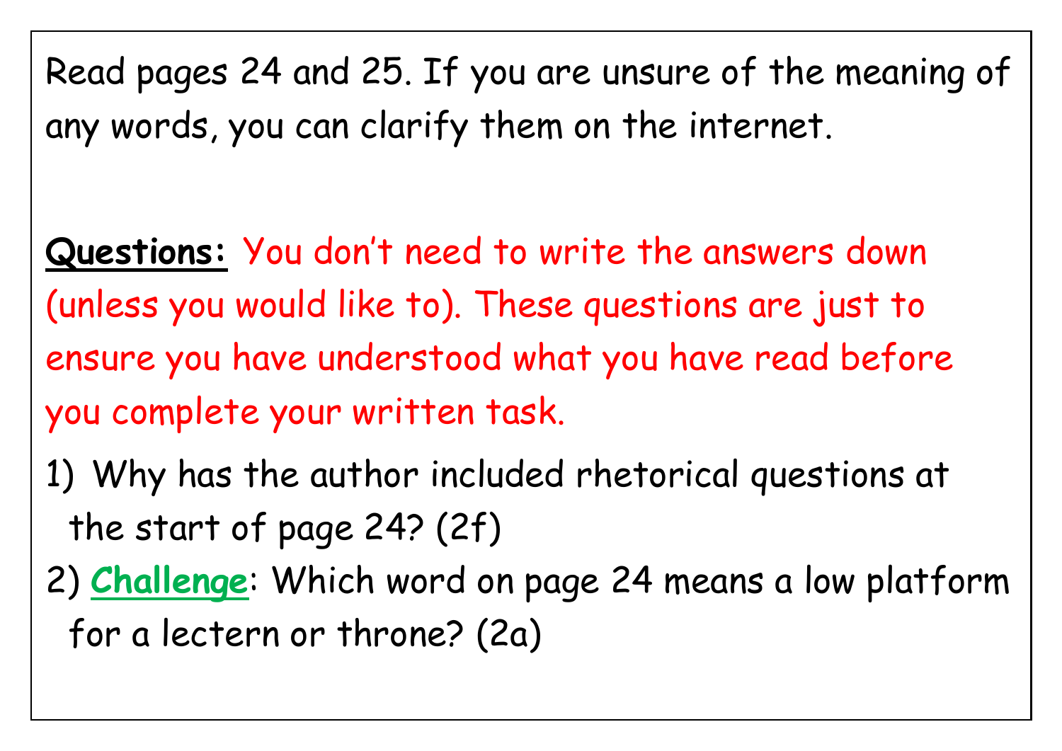Read pages 24 and 25. If you are unsure of the meaning of any words, you can clarify them on the internet.

**Questions:** You don't need to write the answers down (unless you would like to). These questions are just to ensure you have understood what you have read before you complete your written task.

1) Why has the author included rhetorical questions at the start of page 24? (2f)
2) **Challenge**: Which word on page 24 means a low platform for a lectern or throne? (2a)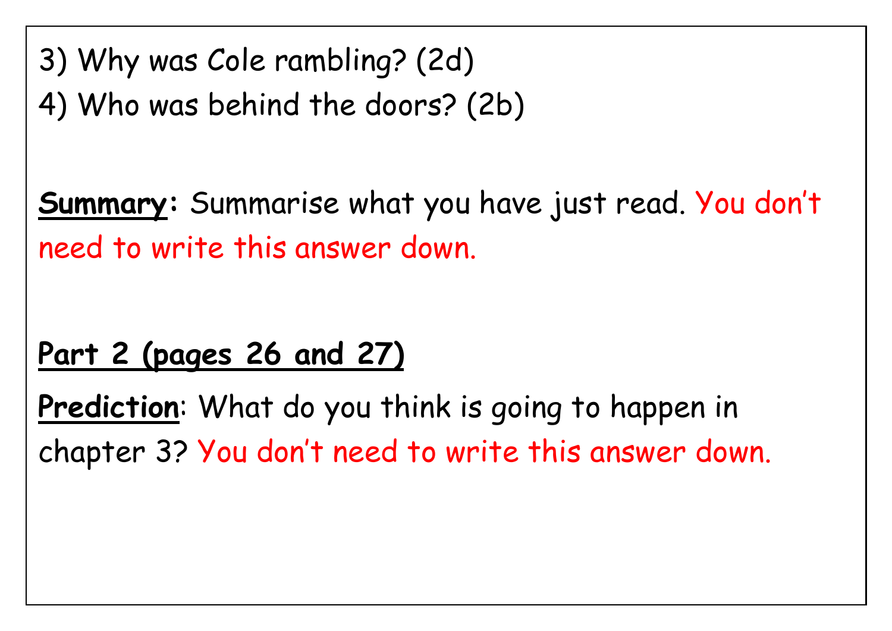3) Why was Cole rambling? (2d)

4) Who was behind the doors? (2b)

**Summary:** Summarise what you have just read. You don't need to write this answer down.

**Part 2 (pages 26 and 27)**

**Prediction**: What do you think is going to happen in chapter 3? You don't need to write this answer down.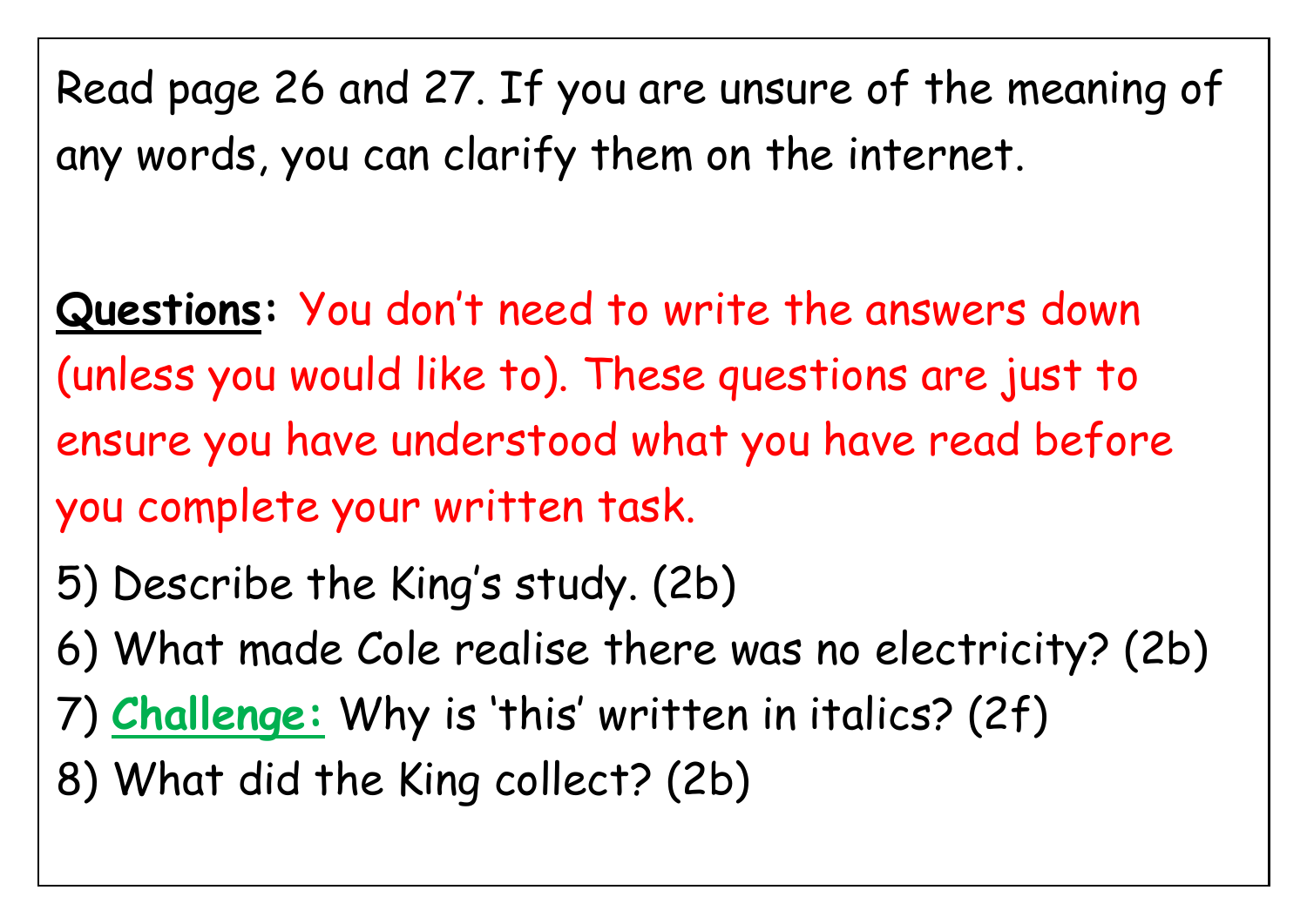Read page 26 and 27. If you are unsure of the meaning of any words, you can clarify them on the internet.

**<u>Questions</u>:** You don't need to write the answers down (unless you would like to). These questions are just to ensure you have understood what you have read before you complete your written task.

5) Describe the King's study. (2b)
6) What made Cole realise there was no electricity? (2b)
7) **<u>Challenge:</u>** Why is 'this' written in italics? (2f)
8) What did the King collect? (2b)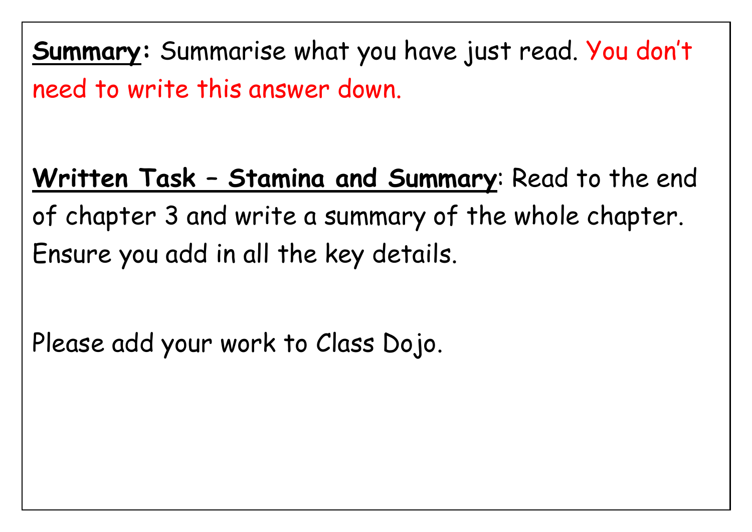**Summary:** Summarise what you have just read. You don't need to write this answer down.

**Written Task – Stamina and Summary**: Read to the end of chapter 3 and write a summary of the whole chapter. Ensure you add in all the key details.

Please add your work to Class Dojo.